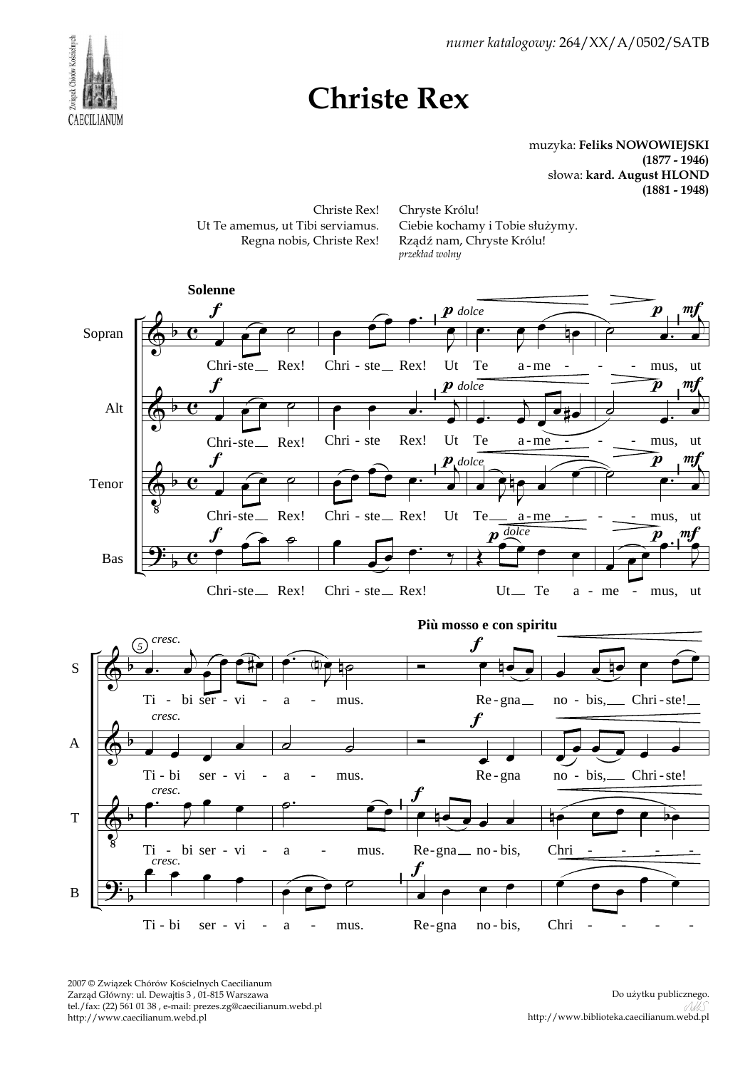*numer katalogowy:* 264/XX/A/0502/SATB

# Christe Rex

muzyka: **Feliks NOWOWIEJSKI**
**(1877 - 1946)**
słowa: **kard. August HLOND**
**(1881 - 1948)**

Christe Rex!
Ut Te amemus, ut Tibi serviamus.
Regna nobis, Christe Rex!

Chryste Królu!
Ciebie kochamy i Tobie służymy.
Rządź nam, Chryste Królu!
*przekład wolny*

**Solenne**

Sopran: Chri-ste Rex! Chri - ste Rex! Ut Te a - me - - - - mus, ut
Alt: Chri-ste Rex! Chri - ste Rex! Ut Te a - me - - - - mus, ut
Tenor: Chri-ste Rex! Chri - ste Rex! Ut Te a - me - - - - mus, ut
Bas: Chri-ste Rex! Chri - ste Rex! Ut Te a - me - mus, ut

**Più mosso e con spiritu**

S: Ti - bi ser - vi - a - mus. Re - gna no - bis, Chri - ste!
A: Ti - bi ser - vi - a - mus. Re - gna no - bis, Chri - ste!
T: Ti - bi ser - vi - a - mus. Re - gna no - bis, Chri - - - - -
B: Ti - bi ser - vi - a - mus. Re - gna no - bis, Chri - - - - -

2007 © Związek Chórów Kościelnych Caecilianum
Zarząd Główny: ul. Dewajtis 3 , 01-815 Warszawa
tel./fax: (22) 561 01 38 , e-mail: prezes.zg@caecilianum.webd.pl
http://www.caecilianum.webd.pl

Do użytku publicznego.
http://www.biblioteka.caecilianum.webd.pl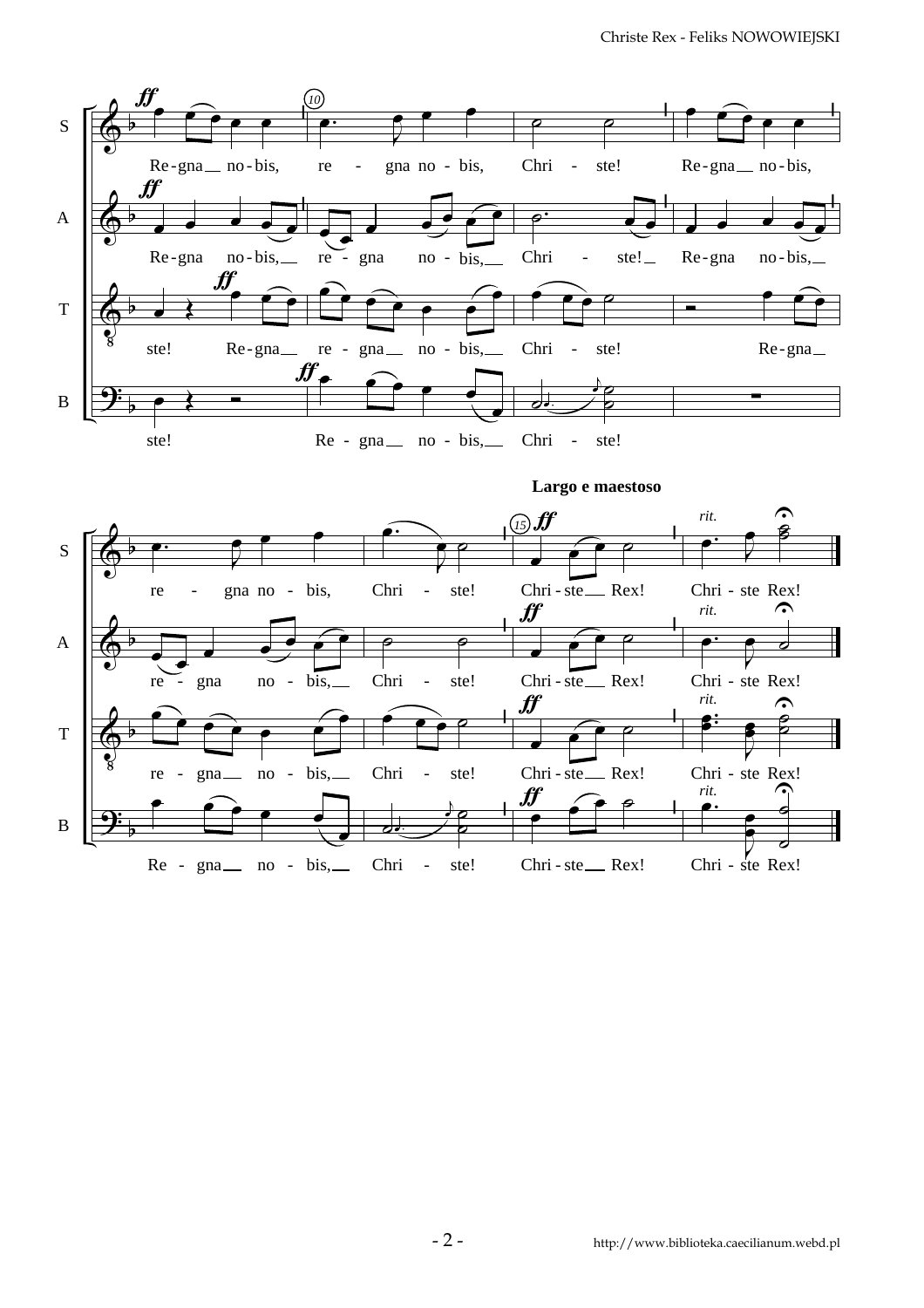Largo e maestoso